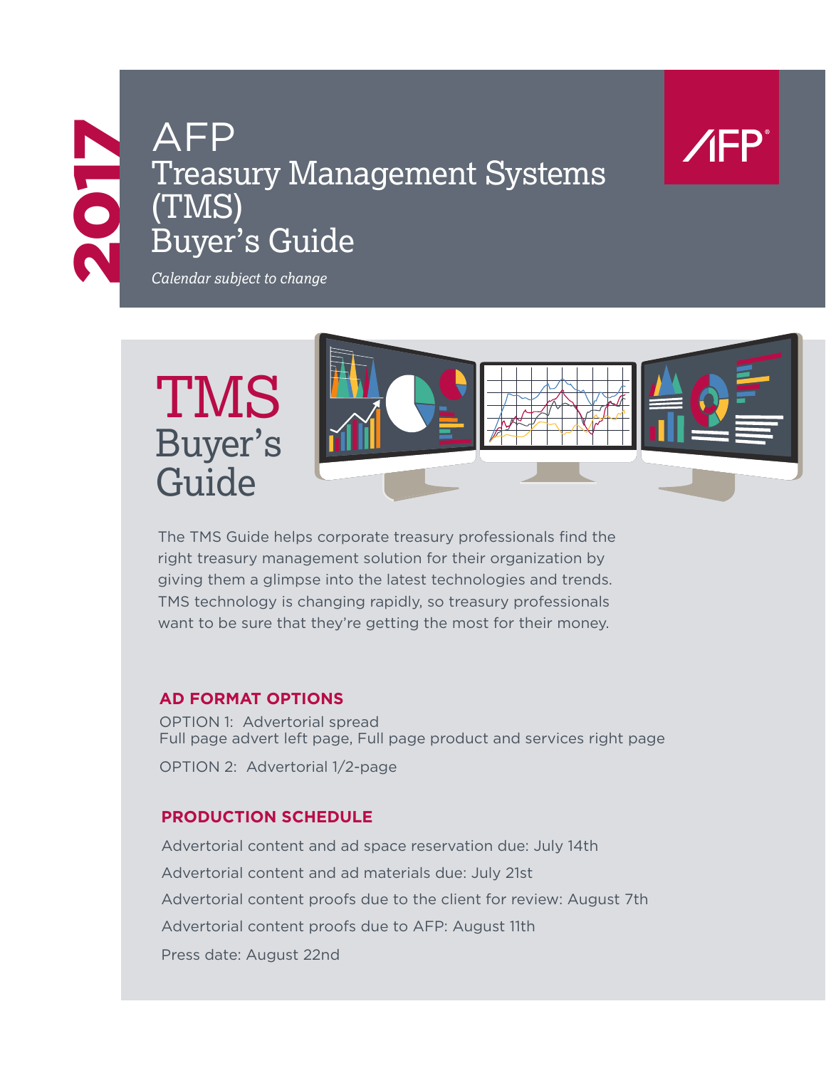2017

# AFP Treasury Management Systems (TMS) Buyer's Guide

*Calendar subject to change*

AFP

## TMS Buyer's Guide

The TMS Guide helps corporate treasury professionals find the right treasury management solution for their organization by giving them a glimpse into the latest technologies and trends. TMS technology is changing rapidly, so treasury professionals want to be sure that they're getting the most for their money.

### AD FORMAT OPTIONS

OPTION 1: Advertorial spread
Full page advert left page, Full page product and services right page

OPTION 2: Advertorial 1/2-page

### PRODUCTION SCHEDULE

Advertorial content and ad space reservation due: July 14th

Advertorial content and ad materials due: July 21st

Advertorial content proofs due to the client for review: August 7th

Advertorial content proofs due to AFP: August 11th

Press date: August 22nd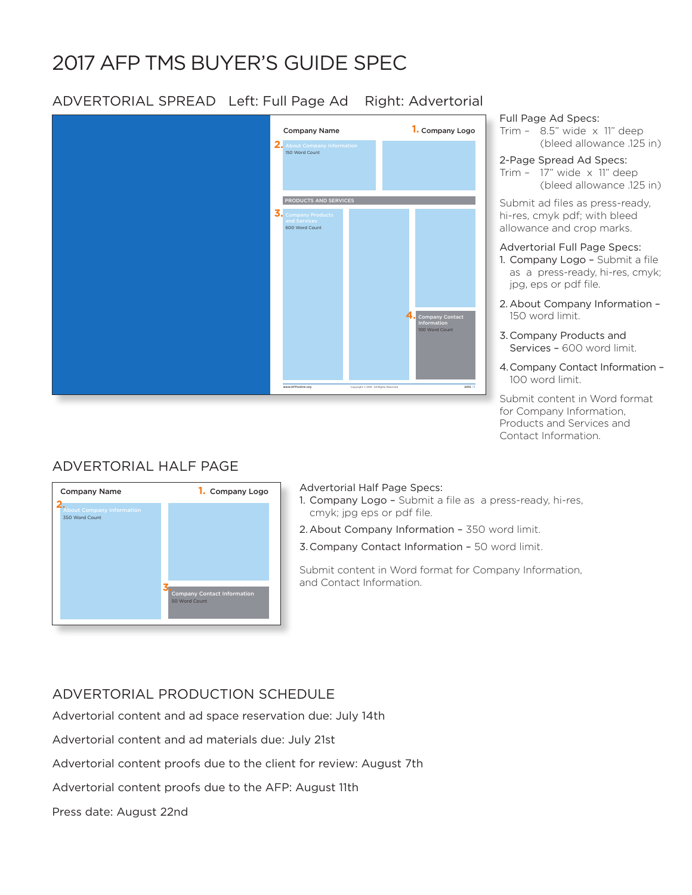# 2017 AFP TMS BUYER'S GUIDE SPEC

## ADVERTORIAL SPREAD Left: Full Page Ad Right: Advertorial

Company Name

1. Company Logo

2. About Company Information
150 Word Count

PRODUCTS AND SERVICES

3. Company Products and Services
600 Word Count

4. Company Contact Information
100 Word Count

Full Page Ad Specs:
Trim – 8.5" wide x 11" deep (bleed allowance .125 in)

2-Page Spread Ad Specs:
Trim – 17" wide x 11" deep (bleed allowance .125 in)

Submit ad files as press-ready, hi-res, cmyk pdf; with bleed allowance and crop marks.

Advertorial Full Page Specs:

1. Company Logo – Submit a file as a press-ready, hi-res, cmyk; jpg, eps or pdf file.
2. About Company Information – 150 word limit.
3. Company Products and Services – 600 word limit.
4. Company Contact Information – 100 word limit.

Submit content in Word format for Company Information, Products and Services and Contact Information.

## ADVERTORIAL HALF PAGE

Company Name

1. Company Logo

2. About Company Information
350 Word Count

3. Company Contact Information
50 Word Count

Advertorial Half Page Specs:

1. Company Logo – Submit a file as a press-ready, hi-res, cmyk; jpg eps or pdf file.
2. About Company Information – 350 word limit.
3. Company Contact Information – 50 word limit.

Submit content in Word format for Company Information, and Contact Information.

## ADVERTORIAL PRODUCTION SCHEDULE

Advertorial content and ad space reservation due: July 14th

Advertorial content and ad materials due: July 21st

Advertorial content proofs due to the client for review: August 7th

Advertorial content proofs due to the AFP: August 11th

Press date: August 22nd